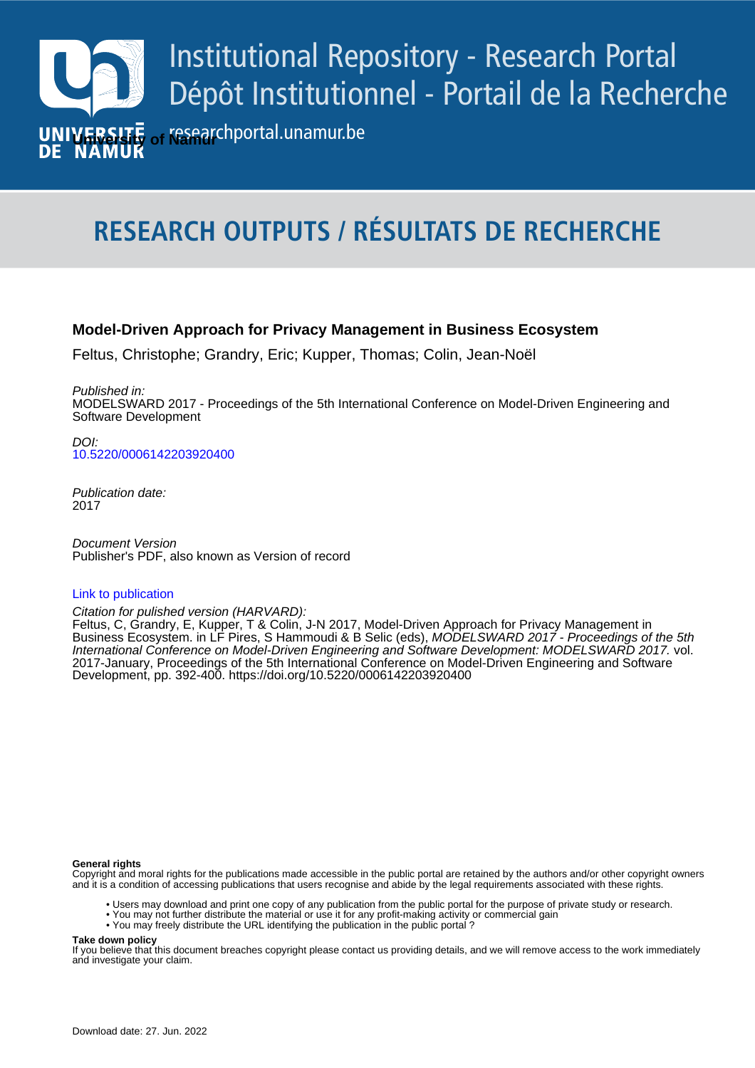# Institutional Repository - Research Portal
# Dépôt Institutionnel - Portail de la Recherche

researchportal.unamur.be

University of Namur

## RESEARCH OUTPUTS / RÉSULTATS DE RECHERCHE

### Model-Driven Approach for Privacy Management in Business Ecosystem

Feltus, Christophe; Grandry, Eric; Kupper, Thomas; Colin, Jean-Noël

*Published in:*
MODELSWARD 2017 - Proceedings of the 5th International Conference on Model-Driven Engineering and Software Development

*DOI:*
10.5220/0006142203920400

*Publication date:*
2017

*Document Version*
Publisher's PDF, also known as Version of record

Link to publication

*Citation for pulished version (HARVARD):*
Feltus, C, Grandry, E, Kupper, T & Colin, J-N 2017, Model-Driven Approach for Privacy Management in Business Ecosystem. in LF Pires, S Hammoudi & B Selic (eds), *MODELSWARD 2017 - Proceedings of the 5th International Conference on Model-Driven Engineering and Software Development: MODELSWARD 2017.* vol. 2017-January, Proceedings of the 5th International Conference on Model-Driven Engineering and Software Development, pp. 392-400. https://doi.org/10.5220/0006142203920400

**General rights**
Copyright and moral rights for the publications made accessible in the public portal are retained by the authors and/or other copyright owners and it is a condition of accessing publications that users recognise and abide by the legal requirements associated with these rights.

- Users may download and print one copy of any publication from the public portal for the purpose of private study or research.
- You may not further distribute the material or use it for any profit-making activity or commercial gain
- You may freely distribute the URL identifying the publication in the public portal ?

**Take down policy**
If you believe that this document breaches copyright please contact us providing details, and we will remove access to the work immediately and investigate your claim.

Download date: 27. Jun. 2022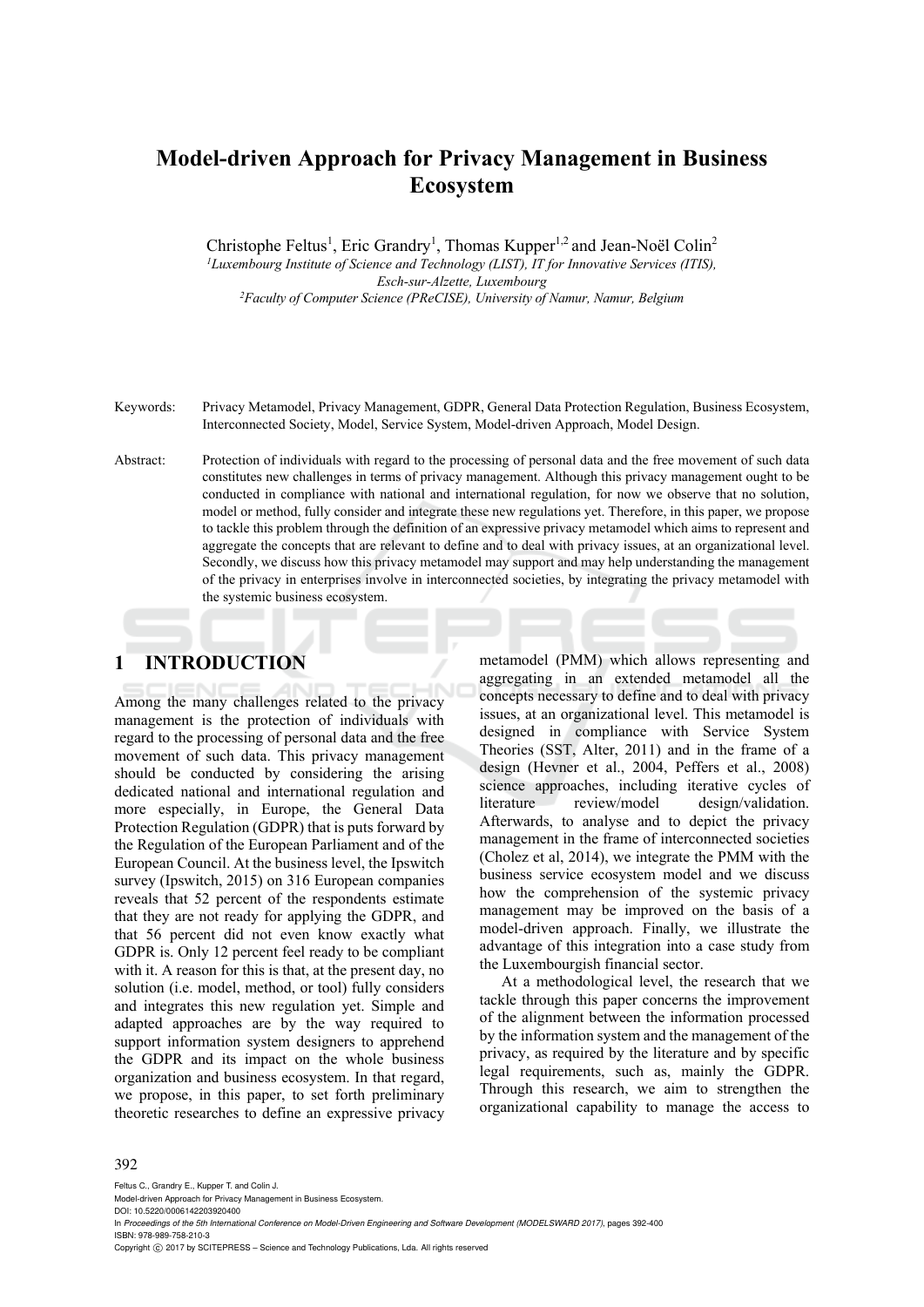# Model-driven Approach for Privacy Management in Business Ecosystem

Christophe Feltus[1], Eric Grandry[1], Thomas Kupper[1,2] and Jean-Noël Colin[2]

[1]Luxembourg Institute of Science and Technology (LIST), IT for Innovative Services (ITIS), Esch-sur-Alzette, Luxembourg

[2]Faculty of Computer Science (PReCISE), University of Namur, Namur, Belgium

Keywords: Privacy Metamodel, Privacy Management, GDPR, General Data Protection Regulation, Business Ecosystem, Interconnected Society, Model, Service System, Model-driven Approach, Model Design.

Abstract: Protection of individuals with regard to the processing of personal data and the free movement of such data constitutes new challenges in terms of privacy management. Although this privacy management ought to be conducted in compliance with national and international regulation, for now we observe that no solution, model or method, fully consider and integrate these new regulations yet. Therefore, in this paper, we propose to tackle this problem through the definition of an expressive privacy metamodel which aims to represent and aggregate the concepts that are relevant to define and to deal with privacy issues, at an organizational level. Secondly, we discuss how this privacy metamodel may support and may help understanding the management of the privacy in enterprises involve in interconnected societies, by integrating the privacy metamodel with the systemic business ecosystem.

## 1 INTRODUCTION

Among the many challenges related to the privacy management is the protection of individuals with regard to the processing of personal data and the free movement of such data. This privacy management should be conducted by considering the arising dedicated national and international regulation and more especially, in Europe, the General Data Protection Regulation (GDPR) that is puts forward by the Regulation of the European Parliament and of the European Council. At the business level, the Ipswitch survey (Ipswitch, 2015) on 316 European companies reveals that 52 percent of the respondents estimate that they are not ready for applying the GDPR, and that 56 percent did not even know exactly what GDPR is. Only 12 percent feel ready to be compliant with it. A reason for this is that, at the present day, no solution (i.e. model, method, or tool) fully considers and integrates this new regulation yet. Simple and adapted approaches are by the way required to support information system designers to apprehend the GDPR and its impact on the whole business organization and business ecosystem. In that regard, we propose, in this paper, to set forth preliminary theoretic researches to define an expressive privacy metamodel (PMM) which allows representing and aggregating in an extended metamodel all the concepts necessary to define and to deal with privacy issues, at an organizational level. This metamodel is designed in compliance with Service System Theories (SST, Alter, 2011) and in the frame of a design (Hevner et al., 2004, Peffers et al., 2008) science approaches, including iterative cycles of literature review/model design/validation. Afterwards, to analyse and to depict the privacy management in the frame of interconnected societies (Cholez et al, 2014), we integrate the PMM with the business service ecosystem model and we discuss how the comprehension of the systemic privacy management may be improved on the basis of a model-driven approach. Finally, we illustrate the advantage of this integration into a case study from the Luxembourgish financial sector.

At a methodological level, the research that we tackle through this paper concerns the improvement of the alignment between the information processed by the information system and the management of the privacy, as required by the literature and by specific legal requirements, such as, mainly the GDPR. Through this research, we aim to strengthen the organizational capability to manage the access to

Feltus C., Grandry E., Kupper T. and Colin J.
Model-driven Approach for Privacy Management in Business Ecosystem.
DOI: 10.5220/0006142203920400
In Proceedings of the 5th International Conference on Model-Driven Engineering and Software Development (MODELSWARD 2017), pages 392-400
ISBN: 978-989-758-210-3
Copyright © 2017 by SCITEPRESS – Science and Technology Publications, Lda. All rights reserved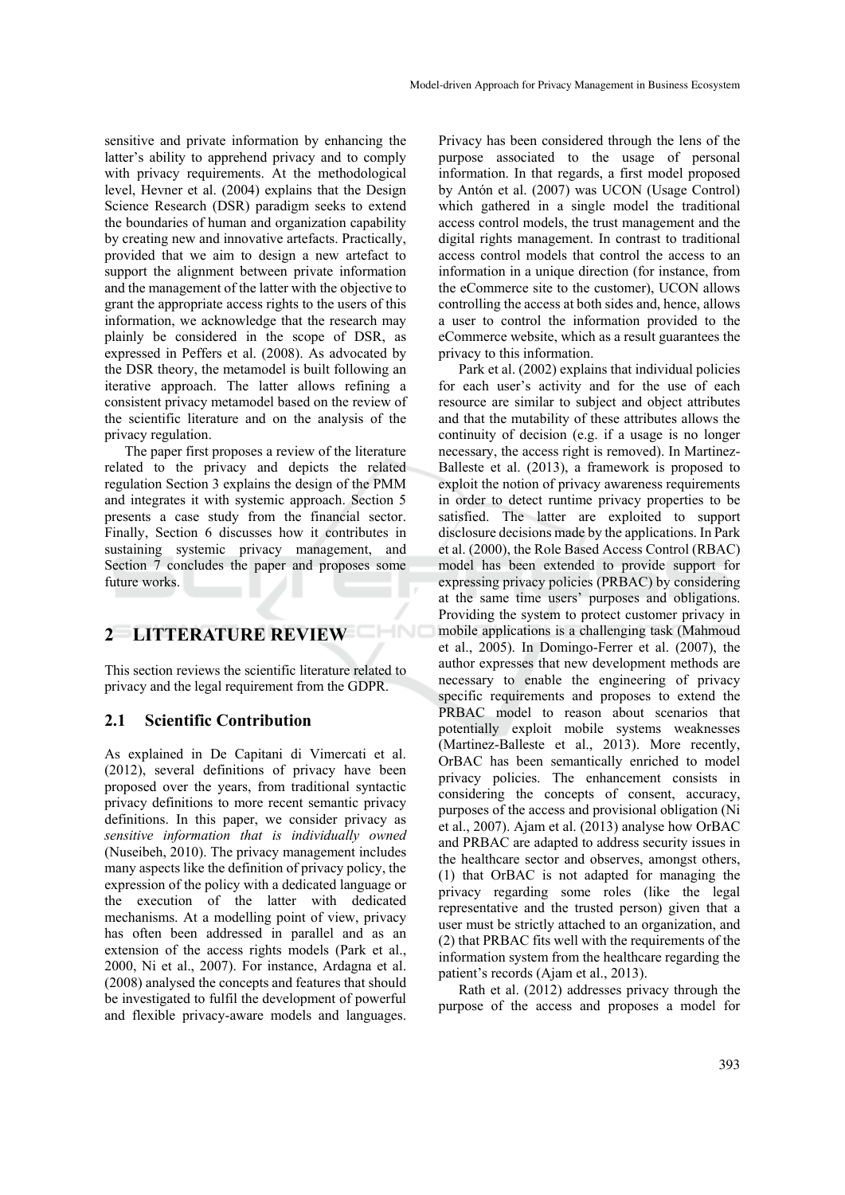sensitive and private information by enhancing the latter's ability to apprehend privacy and to comply with privacy requirements. At the methodological level, Hevner et al. (2004) explains that the Design Science Research (DSR) paradigm seeks to extend the boundaries of human and organization capability by creating new and innovative artefacts. Practically, provided that we aim to design a new artefact to support the alignment between private information and the management of the latter with the objective to grant the appropriate access rights to the users of this information, we acknowledge that the research may plainly be considered in the scope of DSR, as expressed in Peffers et al. (2008). As advocated by the DSR theory, the metamodel is built following an iterative approach. The latter allows refining a consistent privacy metamodel based on the review of the scientific literature and on the analysis of the privacy regulation.

The paper first proposes a review of the literature related to the privacy and depicts the related regulation Section 3 explains the design of the PMM and integrates it with systemic approach. Section 5 presents a case study from the financial sector. Finally, Section 6 discusses how it contributes in sustaining systemic privacy management, and Section 7 concludes the paper and proposes some future works.

## 2 LITTERATURE REVIEW

This section reviews the scientific literature related to privacy and the legal requirement from the GDPR.

### 2.1 Scientific Contribution

As explained in De Capitani di Vimercati et al. (2012), several definitions of privacy have been proposed over the years, from traditional syntactic privacy definitions to more recent semantic privacy definitions. In this paper, we consider privacy as *sensitive information that is individually owned* (Nuseibeh, 2010). The privacy management includes many aspects like the definition of privacy policy, the expression of the policy with a dedicated language or the execution of the latter with dedicated mechanisms. At a modelling point of view, privacy has often been addressed in parallel and as an extension of the access rights models (Park et al., 2000, Ni et al., 2007). For instance, Ardagna et al. (2008) analysed the concepts and features that should be investigated to fulfil the development of powerful and flexible privacy-aware models and languages. Privacy has been considered through the lens of the purpose associated to the usage of personal information. In that regards, a first model proposed by Antón et al. (2007) was UCON (Usage Control) which gathered in a single model the traditional access control models, the trust management and the digital rights management. In contrast to traditional access control models that control the access to an information in a unique direction (for instance, from the eCommerce site to the customer), UCON allows controlling the access at both sides and, hence, allows a user to control the information provided to the eCommerce website, which as a result guarantees the privacy to this information.

Park et al. (2002) explains that individual policies for each user's activity and for the use of each resource are similar to subject and object attributes and that the mutability of these attributes allows the continuity of decision (e.g. if a usage is no longer necessary, the access right is removed). In Martinez-Balleste et al. (2013), a framework is proposed to exploit the notion of privacy awareness requirements in order to detect runtime privacy properties to be satisfied. The latter are exploited to support disclosure decisions made by the applications. In Park et al. (2000), the Role Based Access Control (RBAC) model has been extended to provide support for expressing privacy policies (PRBAC) by considering at the same time users' purposes and obligations. Providing the system to protect customer privacy in mobile applications is a challenging task (Mahmoud et al., 2005). In Domingo-Ferrer et al. (2007), the author expresses that new development methods are necessary to enable the engineering of privacy specific requirements and proposes to extend the PRBAC model to reason about scenarios that potentially exploit mobile systems weaknesses (Martinez-Balleste et al., 2013). More recently, OrBAC has been semantically enriched to model privacy policies. The enhancement consists in considering the concepts of consent, accuracy, purposes of the access and provisional obligation (Ni et al., 2007). Ajam et al. (2013) analyse how OrBAC and PRBAC are adapted to address security issues in the healthcare sector and observes, amongst others, (1) that OrBAC is not adapted for managing the privacy regarding some roles (like the legal representative and the trusted person) given that a user must be strictly attached to an organization, and (2) that PRBAC fits well with the requirements of the information system from the healthcare regarding the patient's records (Ajam et al., 2013).

Rath et al. (2012) addresses privacy through the purpose of the access and proposes a model for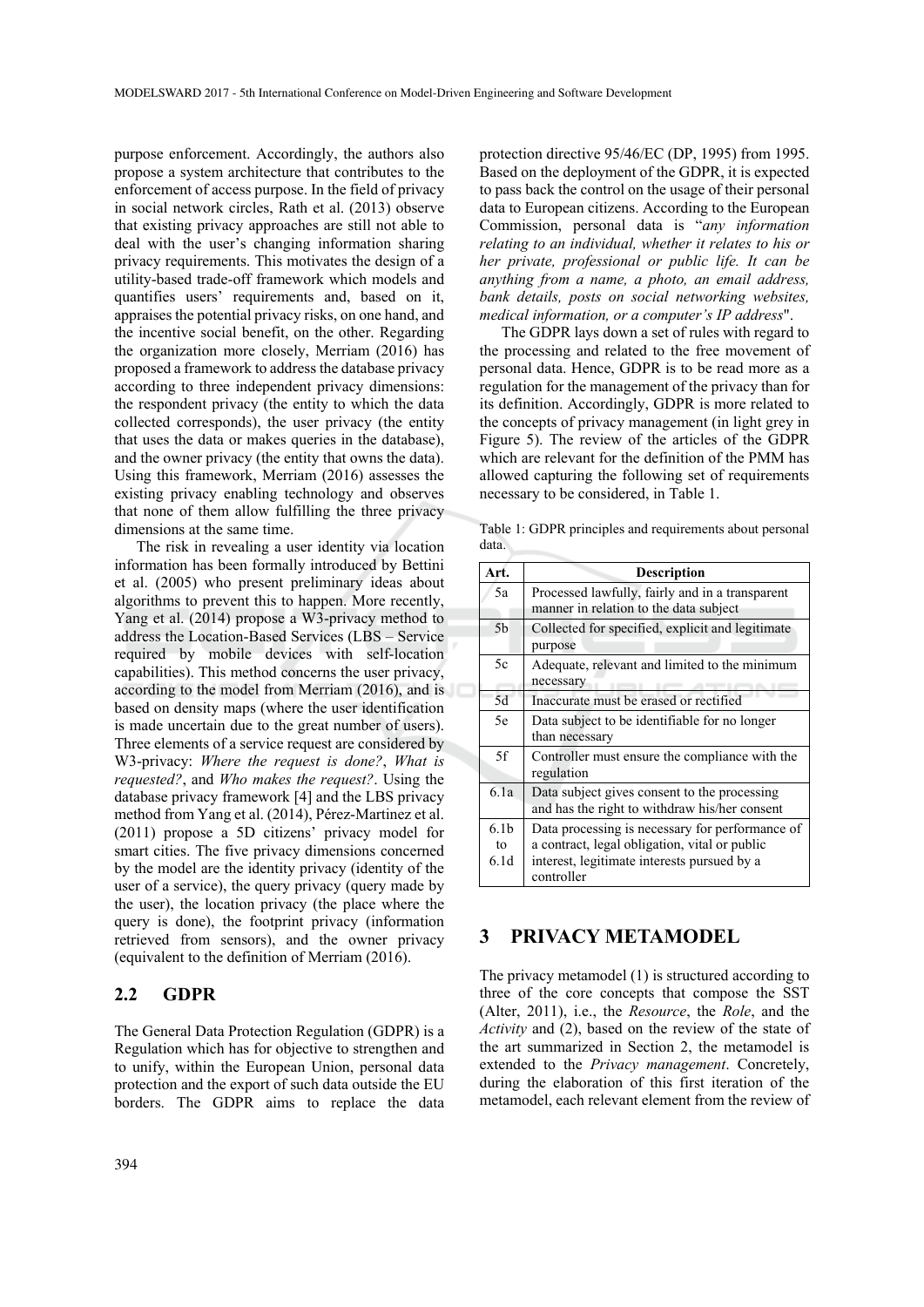purpose enforcement. Accordingly, the authors also propose a system architecture that contributes to the enforcement of access purpose. In the field of privacy in social network circles, Rath et al. (2013) observe that existing privacy approaches are still not able to deal with the user's changing information sharing privacy requirements. This motivates the design of a utility-based trade-off framework which models and quantifies users' requirements and, based on it, appraises the potential privacy risks, on one hand, and the incentive social benefit, on the other. Regarding the organization more closely, Merriam (2016) has proposed a framework to address the database privacy according to three independent privacy dimensions: the respondent privacy (the entity to which the data collected corresponds), the user privacy (the entity that uses the data or makes queries in the database), and the owner privacy (the entity that owns the data). Using this framework, Merriam (2016) assesses the existing privacy enabling technology and observes that none of them allow fulfilling the three privacy dimensions at the same time.

The risk in revealing a user identity via location information has been formally introduced by Bettini et al. (2005) who present preliminary ideas about algorithms to prevent this to happen. More recently, Yang et al. (2014) propose a W3-privacy method to address the Location-Based Services (LBS – Service required by mobile devices with self-location capabilities). This method concerns the user privacy, according to the model from Merriam (2016), and is based on density maps (where the user identification is made uncertain due to the great number of users). Three elements of a service request are considered by W3-privacy: *Where the request is done?*, *What is requested?*, and *Who makes the request?*. Using the database privacy framework [4] and the LBS privacy method from Yang et al. (2014), Pérez-Martinez et al. (2011) propose a 5D citizens' privacy model for smart cities. The five privacy dimensions concerned by the model are the identity privacy (identity of the user of a service), the query privacy (query made by the user), the location privacy (the place where the query is done), the footprint privacy (information retrieved from sensors), and the owner privacy (equivalent to the definition of Merriam (2016).

## 2.2 GDPR

The General Data Protection Regulation (GDPR) is a Regulation which has for objective to strengthen and to unify, within the European Union, personal data protection and the export of such data outside the EU borders. The GDPR aims to replace the data protection directive 95/46/EC (DP, 1995) from 1995. Based on the deployment of the GDPR, it is expected to pass back the control on the usage of their personal data to European citizens. According to the European Commission, personal data is "*any information relating to an individual, whether it relates to his or her private, professional or public life. It can be anything from a name, a photo, an email address, bank details, posts on social networking websites, medical information, or a computer's IP address*".

The GDPR lays down a set of rules with regard to the processing and related to the free movement of personal data. Hence, GDPR is to be read more as a regulation for the management of the privacy than for its definition. Accordingly, GDPR is more related to the concepts of privacy management (in light grey in Figure 5). The review of the articles of the GDPR which are relevant for the definition of the PMM has allowed capturing the following set of requirements necessary to be considered, in Table 1.

Table 1: GDPR principles and requirements about personal data.

| Art. | Description |
|---|---|
| 5a | Processed lawfully, fairly and in a transparent manner in relation to the data subject |
| 5b | Collected for specified, explicit and legitimate purpose |
| 5c | Adequate, relevant and limited to the minimum necessary |
| 5d | Inaccurate must be erased or rectified |
| 5e | Data subject to be identifiable for no longer than necessary |
| 5f | Controller must ensure the compliance with the regulation |
| 6.1a | Data subject gives consent to the processing and has the right to withdraw his/her consent |
| 6.1b to 6.1d | Data processing is necessary for performance of a contract, legal obligation, vital or public interest, legitimate interests pursued by a controller |

# 3 PRIVACY METAMODEL

The privacy metamodel (1) is structured according to three of the core concepts that compose the SST (Alter, 2011), i.e., the *Resource*, the *Role*, and the *Activity* and (2), based on the review of the state of the art summarized in Section 2, the metamodel is extended to the *Privacy management*. Concretely, during the elaboration of this first iteration of the metamodel, each relevant element from the review of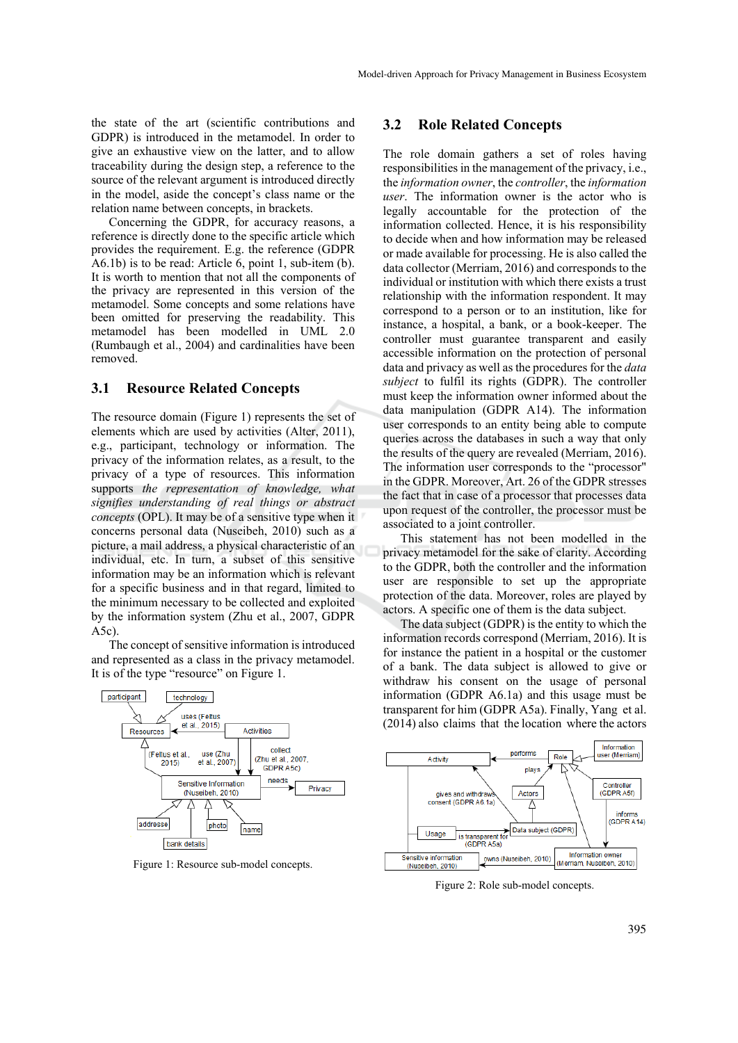the state of the art (scientific contributions and GDPR) is introduced in the metamodel. In order to give an exhaustive view on the latter, and to allow traceability during the design step, a reference to the source of the relevant argument is introduced directly in the model, aside the concept's class name or the relation name between concepts, in brackets.

Concerning the GDPR, for accuracy reasons, a reference is directly done to the specific article which provides the requirement. E.g. the reference (GDPR A6.1b) is to be read: Article 6, point 1, sub-item (b). It is worth to mention that not all the components of the privacy are represented in this version of the metamodel. Some concepts and some relations have been omitted for preserving the readability. This metamodel has been modelled in UML 2.0 (Rumbaugh et al., 2004) and cardinalities have been removed.

## 3.1 Resource Related Concepts

The resource domain (Figure 1) represents the set of elements which are used by activities (Alter, 2011), e.g., participant, technology or information. The privacy of the information relates, as a result, to the privacy of a type of resources. This information supports *the representation of knowledge, what signifies understanding of real things or abstract concepts* (OPL). It may be of a sensitive type when it concerns personal data (Nuseibeh, 2010) such as a picture, a mail address, a physical characteristic of an individual, etc. In turn, a subset of this sensitive information may be an information which is relevant for a specific business and in that regard, limited to the minimum necessary to be collected and exploited by the information system (Zhu et al., 2007, GDPR A5c).

The concept of sensitive information is introduced and represented as a class in the privacy metamodel. It is of the type "resource" on Figure 1.

Figure 1: Resource sub-model concepts.

## 3.2 Role Related Concepts

The role domain gathers a set of roles having responsibilities in the management of the privacy, i.e., the *information owner*, the *controller*, the *information user*. The information owner is the actor who is legally accountable for the protection of the information collected. Hence, it is his responsibility to decide when and how information may be released or made available for processing. He is also called the data collector (Merriam, 2016) and corresponds to the individual or institution with which there exists a trust relationship with the information respondent. It may correspond to a person or to an institution, like for instance, a hospital, a bank, or a book-keeper. The controller must guarantee transparent and easily accessible information on the protection of personal data and privacy as well as the procedures for the *data subject* to fulfil its rights (GDPR). The controller must keep the information owner informed about the data manipulation (GDPR A14). The information user corresponds to an entity being able to compute queries across the databases in such a way that only the results of the query are revealed (Merriam, 2016). The information user corresponds to the "processor" in the GDPR. Moreover, Art. 26 of the GDPR stresses the fact that in case of a processor that processes data upon request of the controller, the processor must be associated to a joint controller.

This statement has not been modelled in the privacy metamodel for the sake of clarity. According to the GDPR, both the controller and the information user are responsible to set up the appropriate protection of the data. Moreover, roles are played by actors. A specific one of them is the data subject.

The data subject (GDPR) is the entity to which the information records correspond (Merriam, 2016). It is for instance the patient in a hospital or the customer of a bank. The data subject is allowed to give or withdraw his consent on the usage of personal information (GDPR A6.1a) and this usage must be transparent for him (GDPR A5a). Finally, Yang et al. (2014) also claims that the location where the actors

Figure 2: Role sub-model concepts.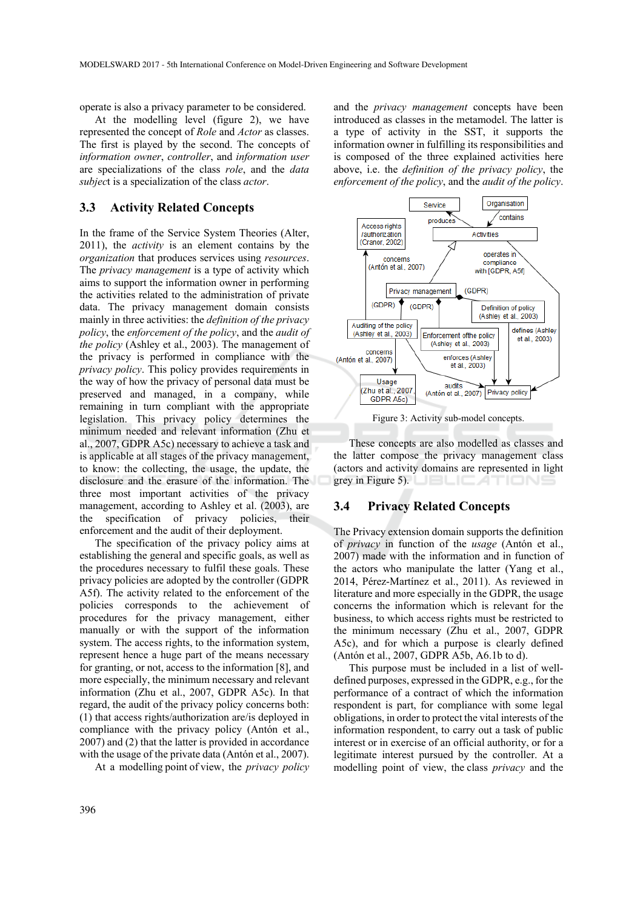operate is also a privacy parameter to be considered.

At the modelling level (figure 2), we have represented the concept of *Role* and *Actor* as classes. The first is played by the second. The concepts of *information owner*, *controller*, and *information user* are specializations of the class *role*, and the *data subject* is a specialization of the class *actor*.

### 3.3 Activity Related Concepts

In the frame of the Service System Theories (Alter, 2011), the *activity* is an element contains by the *organization* that produces services using *resources*. The *privacy management* is a type of activity which aims to support the information owner in performing the activities related to the administration of private data. The privacy management domain consists mainly in three activities: the *definition of the privacy policy*, the *enforcement of the policy*, and the *audit of the policy* (Ashley et al., 2003). The management of the privacy is performed in compliance with the *privacy policy*. This policy provides requirements in the way of how the privacy of personal data must be preserved and managed, in a company, while remaining in turn compliant with the appropriate legislation. This privacy policy determines the minimum needed and relevant information (Zhu et al., 2007, GDPR A5c) necessary to achieve a task and is applicable at all stages of the privacy management, to know: the collecting, the usage, the update, the disclosure and the erasure of the information. The three most important activities of the privacy management, according to Ashley et al. (2003), are the specification of privacy policies, their enforcement and the audit of their deployment.

The specification of the privacy policy aims at establishing the general and specific goals, as well as the procedures necessary to fulfil these goals. These privacy policies are adopted by the controller (GDPR A5f). The activity related to the enforcement of the policies corresponds to the achievement of procedures for the privacy management, either manually or with the support of the information system. The access rights, to the information system, represent hence a huge part of the means necessary for granting, or not, access to the information [8], and more especially, the minimum necessary and relevant information (Zhu et al., 2007, GDPR A5c). In that regard, the audit of the privacy policy concerns both: (1) that access rights/authorization are/is deployed in compliance with the privacy policy (Antón et al., 2007) and (2) that the latter is provided in accordance with the usage of the private data (Antón et al., 2007).

At a modelling point of view, the *privacy policy* and the *privacy management* concepts have been introduced as classes in the metamodel. The latter is a type of activity in the SST, it supports the information owner in fulfilling its responsibilities and is composed of the three explained activities here above, i.e. the *definition of the privacy policy*, the *enforcement of the policy*, and the *audit of the policy*.

Figure 3: Activity sub-model concepts.

These concepts are also modelled as classes and the latter compose the privacy management class (actors and activity domains are represented in light grey in Figure 5).

### 3.4 Privacy Related Concepts

The Privacy extension domain supports the definition of *privacy* in function of the *usage* (Antón et al., 2007) made with the information and in function of the actors who manipulate the latter (Yang et al., 2014, Pérez-Martínez et al., 2011). As reviewed in literature and more especially in the GDPR, the usage concerns the information which is relevant for the business, to which access rights must be restricted to the minimum necessary (Zhu et al., 2007, GDPR A5c), and for which a purpose is clearly defined (Antón et al., 2007, GDPR A5b, A6.1b to d).

This purpose must be included in a list of well-defined purposes, expressed in the GDPR, e.g., for the performance of a contract of which the information respondent is part, for compliance with some legal obligations, in order to protect the vital interests of the information respondent, to carry out a task of public interest or in exercise of an official authority, or for a legitimate interest pursued by the controller. At a modelling point of view, the class *privacy* and the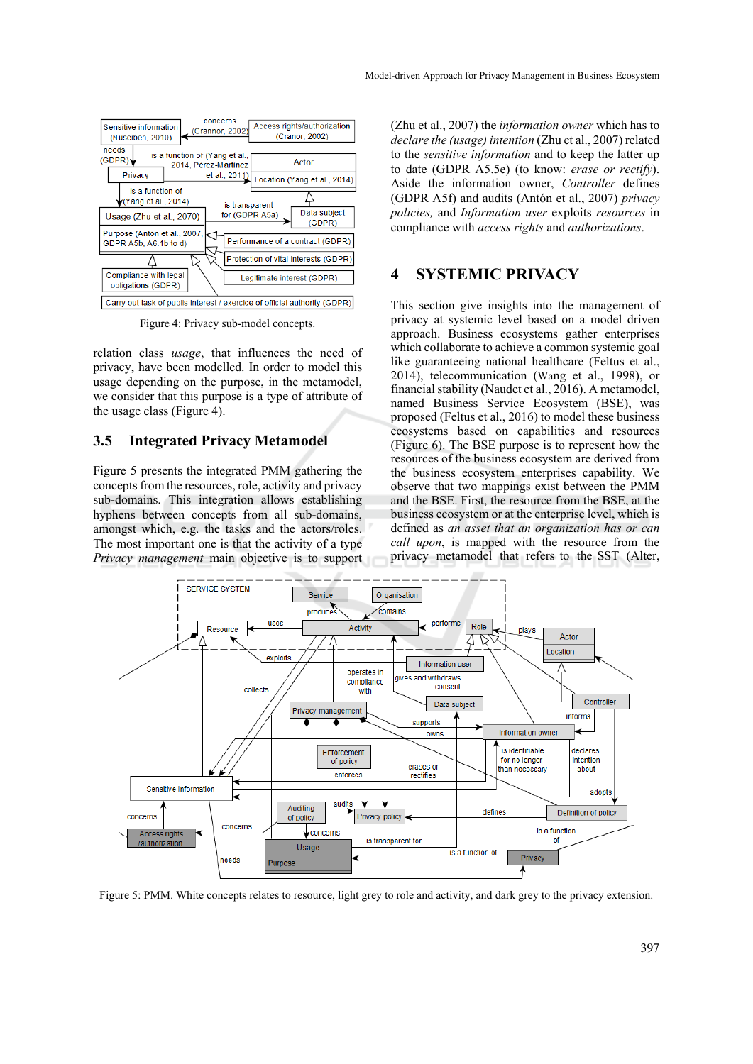Figure 4: Privacy sub-model concepts.

relation class *usage*, that influences the need of privacy, have been modelled. In order to model this usage depending on the purpose, in the metamodel, we consider that this purpose is a type of attribute of the usage class (Figure 4).

### 3.5 Integrated Privacy Metamodel

Figure 5 presents the integrated PMM gathering the concepts from the resources, role, activity and privacy sub-domains. This integration allows establishing hyphens between concepts from all sub-domains, amongst which, e.g. the tasks and the actors/roles. The most important one is that the activity of a type *Privacy management* main objective is to support (Zhu et al., 2007) the *information owner* which has to *declare the (usage) intention* (Zhu et al., 2007) related to the *sensitive information* and to keep the latter up to date (GDPR A5.5e) (to know: *erase or rectify*). Aside the information owner, *Controller* defines (GDPR A5f) and audits (Antón et al., 2007) *privacy policies,* and *Information user* exploits *resources* in compliance with *access rights* and *authorizations*.

## 4 SYSTEMIC PRIVACY

This section give insights into the management of privacy at systemic level based on a model driven approach. Business ecosystems gather enterprises which collaborate to achieve a common systemic goal like guaranteeing national healthcare (Feltus et al., 2014), telecommunication (Wang et al., 1998), or financial stability (Naudet et al., 2016). A metamodel, named Business Service Ecosystem (BSE), was proposed (Feltus et al., 2016) to model these business ecosystems based on capabilities and resources (Figure 6). The BSE purpose is to represent how the resources of the business ecosystem are derived from the business ecosystem enterprises capability. We observe that two mappings exist between the PMM and the BSE. First, the resource from the BSE, at the business ecosystem or at the enterprise level, which is defined as *an asset that an organization has or can call upon*, is mapped with the resource from the privacy metamodel that refers to the SST (Alter,

Figure 5: PMM. White concepts relates to resource, light grey to role and activity, and dark grey to the privacy extension.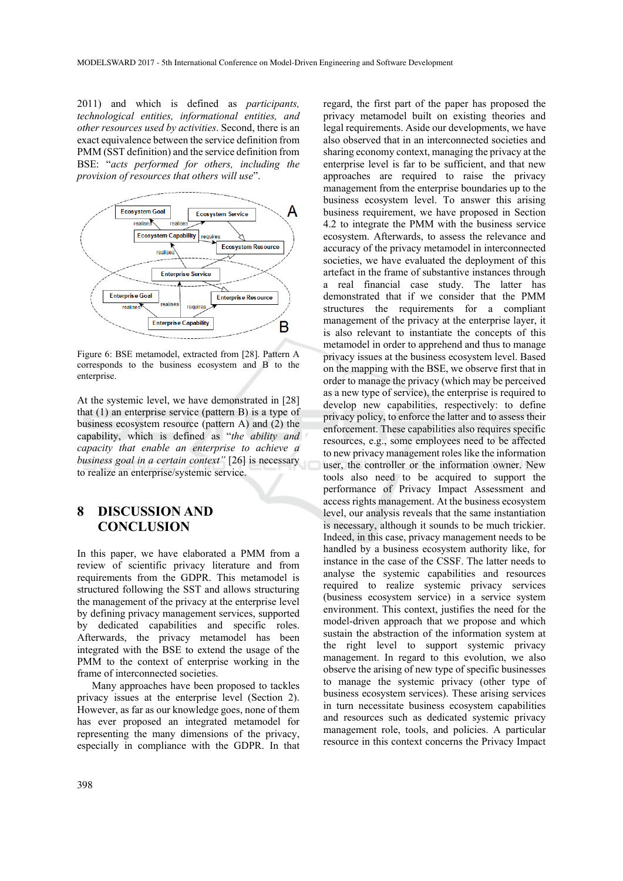2011) and which is defined as *participants, technological entities, informational entities, and other resources used by activities*. Second, there is an exact equivalence between the service definition from PMM (SST definition) and the service definition from BSE: "*acts performed for others, including the provision of resources that others will use*".

Figure 6: BSE metamodel, extracted from [28]. Pattern A corresponds to the business ecosystem and B to the enterprise.

At the systemic level, we have demonstrated in [28] that (1) an enterprise service (pattern B) is a type of business ecosystem resource (pattern A) and (2) the capability, which is defined as "*the ability and capacity that enable an enterprise to achieve a business goal in a certain context"* [26] is necessary to realize an enterprise/systemic service.

# 8 DISCUSSION AND CONCLUSION

In this paper, we have elaborated a PMM from a review of scientific privacy literature and from requirements from the GDPR. This metamodel is structured following the SST and allows structuring the management of the privacy at the enterprise level by defining privacy management services, supported by dedicated capabilities and specific roles. Afterwards, the privacy metamodel has been integrated with the BSE to extend the usage of the PMM to the context of enterprise working in the frame of interconnected societies.

Many approaches have been proposed to tackles privacy issues at the enterprise level (Section 2). However, as far as our knowledge goes, none of them has ever proposed an integrated metamodel for representing the many dimensions of the privacy, especially in compliance with the GDPR. In that regard, the first part of the paper has proposed the privacy metamodel built on existing theories and legal requirements. Aside our developments, we have also observed that in an interconnected societies and sharing economy context, managing the privacy at the enterprise level is far to be sufficient, and that new approaches are required to raise the privacy management from the enterprise boundaries up to the business ecosystem level. To answer this arising business requirement, we have proposed in Section 4.2 to integrate the PMM with the business service ecosystem. Afterwards, to assess the relevance and accuracy of the privacy metamodel in interconnected societies, we have evaluated the deployment of this artefact in the frame of substantive instances through a real financial case study. The latter has demonstrated that if we consider that the PMM structures the requirements for a compliant management of the privacy at the enterprise layer, it is also relevant to instantiate the concepts of this metamodel in order to apprehend and thus to manage privacy issues at the business ecosystem level. Based on the mapping with the BSE, we observe first that in order to manage the privacy (which may be perceived as a new type of service), the enterprise is required to develop new capabilities, respectively: to define privacy policy, to enforce the latter and to assess their enforcement. These capabilities also requires specific resources, e.g., some employees need to be affected to new privacy management roles like the information user, the controller or the information owner. New tools also need to be acquired to support the performance of Privacy Impact Assessment and access rights management. At the business ecosystem level, our analysis reveals that the same instantiation is necessary, although it sounds to be much trickier. Indeed, in this case, privacy management needs to be handled by a business ecosystem authority like, for instance in the case of the CSSF. The latter needs to analyse the systemic capabilities and resources required to realize systemic privacy services (business ecosystem service) in a service system environment. This context, justifies the need for the model-driven approach that we propose and which sustain the abstraction of the information system at the right level to support systemic privacy management. In regard to this evolution, we also observe the arising of new type of specific businesses to manage the systemic privacy (other type of business ecosystem services). These arising services in turn necessitate business ecosystem capabilities and resources such as dedicated systemic privacy management role, tools, and policies. A particular resource in this context concerns the Privacy Impact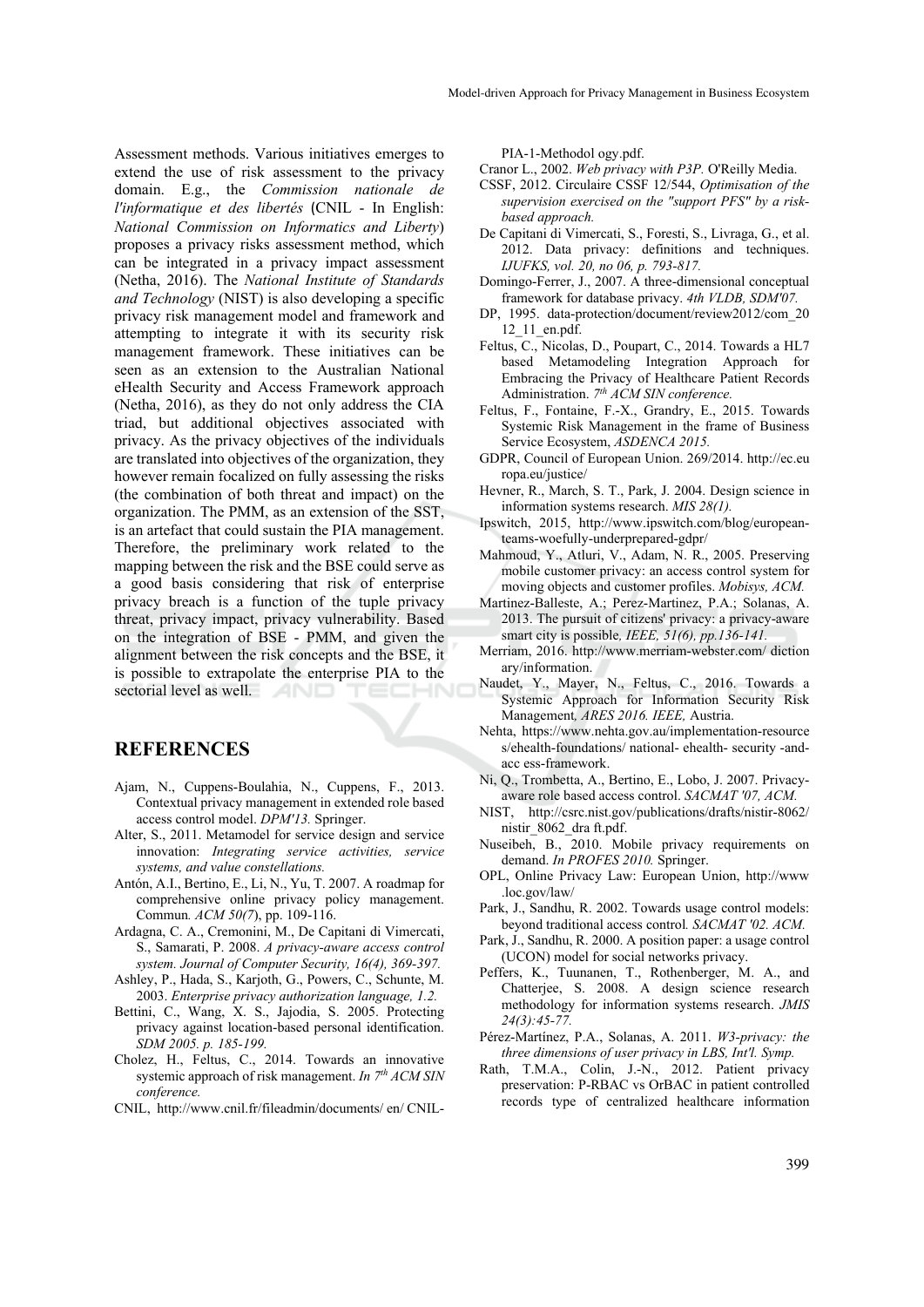Assessment methods. Various initiatives emerges to extend the use of risk assessment to the privacy domain. E.g., the *Commission nationale de l'informatique et des libertés* (CNIL - In English: *National Commission on Informatics and Liberty*) proposes a privacy risks assessment method, which can be integrated in a privacy impact assessment (Netha, 2016). The *National Institute of Standards and Technology* (NIST) is also developing a specific privacy risk management model and framework and attempting to integrate it with its security risk management framework. These initiatives can be seen as an extension to the Australian National eHealth Security and Access Framework approach (Netha, 2016), as they do not only address the CIA triad, but additional objectives associated with privacy. As the privacy objectives of the individuals are translated into objectives of the organization, they however remain focalized on fully assessing the risks (the combination of both threat and impact) on the organization. The PMM, as an extension of the SST, is an artefact that could sustain the PIA management. Therefore, the preliminary work related to the mapping between the risk and the BSE could serve as a good basis considering that risk of enterprise privacy breach is a function of the tuple privacy threat, privacy impact, privacy vulnerability. Based on the integration of BSE - PMM, and given the alignment between the risk concepts and the BSE, it is possible to extrapolate the enterprise PIA to the sectorial level as well.

## REFERENCES

Ajam, N., Cuppens-Boulahia, N., Cuppens, F., 2013. Contextual privacy management in extended role based access control model. *DPM'13.* Springer.

Alter, S., 2011. Metamodel for service design and service innovation: *Integrating service activities, service systems, and value constellations.*

Antón, A.I., Bertino, E., Li, N., Yu, T. 2007. A roadmap for comprehensive online privacy policy management. Commun*. ACM 50(7*), pp. 109-116.

Ardagna, C. A., Cremonini, M., De Capitani di Vimercati, S., Samarati, P. 2008. *A privacy-aware access control system. Journal of Computer Security, 16(4), 369-397.*

Ashley, P., Hada, S., Karjoth, G., Powers, C., Schunte, M. 2003. *Enterprise privacy authorization language, 1.2.*

Bettini, C., Wang, X. S., Jajodia, S. 2005. Protecting privacy against location-based personal identification. *SDM 2005. p. 185-199.*

Cholez, H., Feltus, C., 2014. Towards an innovative systemic approach of risk management. *In 7th ACM SIN conference.*

CNIL, http://www.cnil.fr/fileadmin/documents/ en/ CNIL-PIA-1-Methodol ogy.pdf.

Cranor L., 2002. *Web privacy with P3P.* O'Reilly Media.

CSSF, 2012. Circulaire CSSF 12/544, *Optimisation of the supervision exercised on the "support PFS" by a risk-based approach.*

De Capitani di Vimercati, S., Foresti, S., Livraga, G., et al. 2012. Data privacy: definitions and techniques. *IJUFKS, vol. 20, no 06, p. 793-817.*

Domingo-Ferrer, J., 2007. A three-dimensional conceptual framework for database privacy. *4th VLDB, SDM'07.*

DP, 1995. data-protection/document/review2012/com_2012_11_en.pdf.

Feltus, C., Nicolas, D., Poupart, C., 2014. Towards a HL7 based Metamodeling Integration Approach for Embracing the Privacy of Healthcare Patient Records Administration. *7th ACM SIN conference.*

Feltus, F., Fontaine, F.-X., Grandry, E., 2015. Towards Systemic Risk Management in the frame of Business Service Ecosystem, *ASDENCA 2015.*

GDPR, Council of European Union. 269/2014. http://ec.europa.eu/justice/

Hevner, R., March, S. T., Park, J. 2004. Design science in information systems research. *MIS 28(1).*

Ipswitch, 2015, http://www.ipswitch.com/blog/european-teams-woefully-underprepared-gdpr/

Mahmoud, Y., Atluri, V., Adam, N. R., 2005. Preserving mobile customer privacy: an access control system for moving objects and customer profiles. *Mobisys, ACM.*

Martinez-Balleste, A.; Perez-Martinez, P.A.; Solanas, A. 2013. The pursuit of citizens' privacy: a privacy-aware smart city is possible*, IEEE, 51(6), pp.136-141.*

Merriam, 2016. http://www.merriam-webster.com/ dictionary/information.

Naudet, Y., Mayer, N., Feltus, C., 2016. Towards a Systemic Approach for Information Security Risk Management*, ARES 2016. IEEE,* Austria.

Nehta, https://www.nehta.gov.au/implementation-resources/ehealth-foundations/ national- ehealth- security -and-acc ess-framework.

Ni, Q., Trombetta, A., Bertino, E., Lobo, J. 2007. Privacy-aware role based access control. *SACMAT '07, ACM.*

NIST, http://csrc.nist.gov/publications/drafts/nistir-8062/nistir_8062_dra ft.pdf.

Nuseibeh, B., 2010. Mobile privacy requirements on demand. *In PROFES 2010.* Springer.

OPL, Online Privacy Law: European Union, http://www.loc.gov/law/

Park, J., Sandhu, R. 2002. Towards usage control models: beyond traditional access control*. SACMAT '02. ACM.*

Park, J., Sandhu, R. 2000. A position paper: a usage control (UCON) model for social networks privacy.

Peffers, K., Tuunanen, T., Rothenberger, M. A., and Chatterjee, S. 2008. A design science research methodology for information systems research. *JMIS 24(3):45-77.*

Pérez-Martínez, P.A., Solanas, A. 2011. *W3-privacy: the three dimensions of user privacy in LBS, Int'l. Symp.*

Rath, T.M.A., Colin, J.-N., 2012. Patient privacy preservation: P-RBAC vs OrBAC in patient controlled records type of centralized healthcare information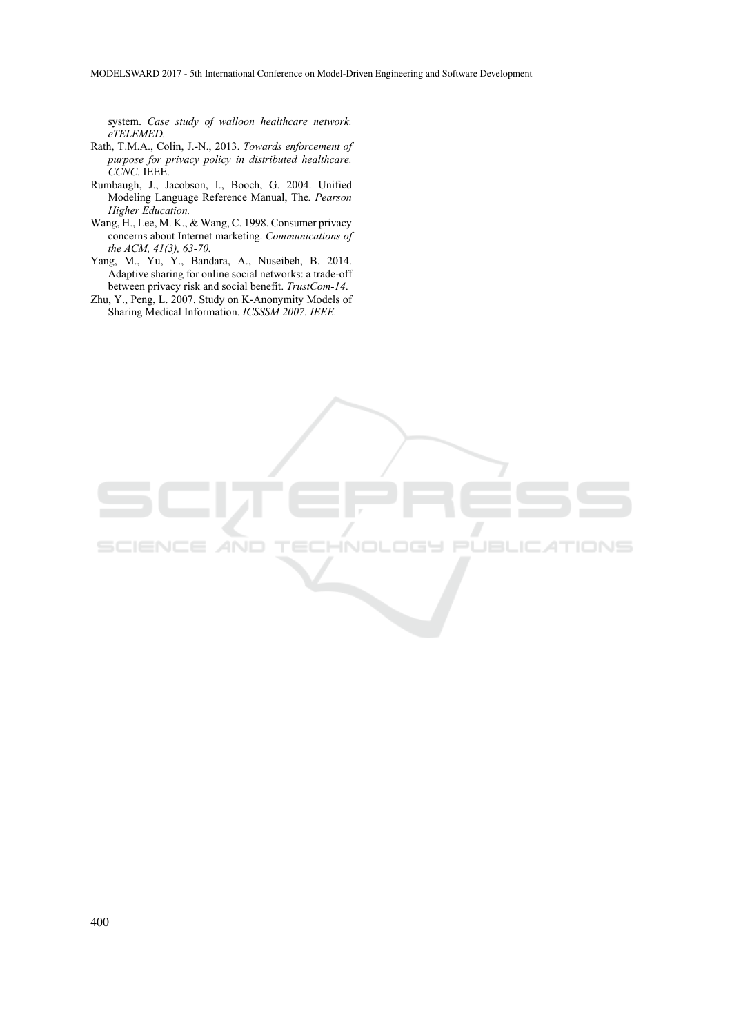system. *Case study of walloon healthcare network. eTELEMED.*

Rath, T.M.A., Colin, J.-N., 2013. *Towards enforcement of purpose for privacy policy in distributed healthcare. CCNC.* IEEE.

Rumbaugh, J., Jacobson, I., Booch, G. 2004. Unified Modeling Language Reference Manual, The*. Pearson Higher Education.*

Wang, H., Lee, M. K., & Wang, C. 1998. Consumer privacy concerns about Internet marketing. *Communications of the ACM, 41(3), 63-70.*

Yang, M., Yu, Y., Bandara, A., Nuseibeh, B. 2014. Adaptive sharing for online social networks: a trade-off between privacy risk and social benefit. *TrustCom-14*.

Zhu, Y., Peng, L. 2007. Study on K-Anonymity Models of Sharing Medical Information. *ICSSSM 2007. IEEE.*